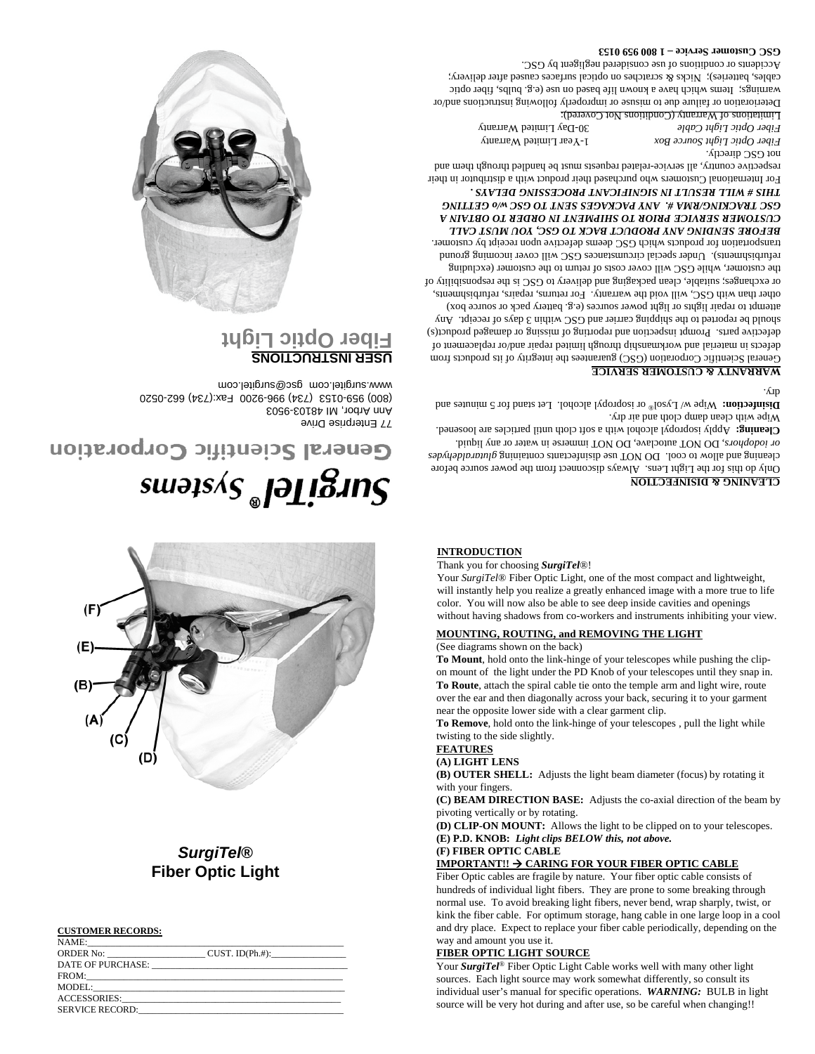# SurgiTel® Systems

## General Scientific Corporation

77 Enterprise Drive
Ann Arbor, MI 48103-9503
(800) 959-0153 (734) 996-9200 Fax:(734) 662-0520
www.surgitel.com gsc@surgitel.com

**USER INSTRUCTIONS**

## Fiber Optic Light

**CLEANING & DISINFECTION**

Only do this for the Light Lens. Always disconnect from the power source before cleaning and allow to cool. DO NOT use disinfectants containing *gluraraldehydes or iodophors*, DO NOT autoclave, DO NOT immerse in water or any liquid.

**Cleaning:** Apply isopropyl alcohol with a soft cloth until particles are loosened. Wipe with clean damp cloth and air dry.

**Disinfection:** Wipe w/ Lysol® or isopropyl alcohol. Let stand for 5 minutes and dry.

**WARRANTY & CUSTOMER SERVICE**

General Scientific Corporation (GSC) guarantees the integrity of its products from defects in material and workmanship through limited repair and/or replacement of defective parts. Prompt inspection and reporting of missing or damaged product(s) should be reported to the shipping carrier and GSC within 3 days of receipt. Any attempt to repair lights or light power sources (e.g. battery pack or source box) other than with GSC, will void the warranty. For returns, repairs, refurbishments, or exchanges; suitable, clean packaging and delivery to GSC is the responsibility of the customer, while GSC will cover costs of return to the customer (excluding refurbishments). Under special circumstances GSC will cover incoming ground transportation for products which GSC deems defective upon receipt by customer.

***BEFORE SENDING ANY PRODUCT BACK TO GSC, YOU MUST CALL CUSTOMER SERVICE PRIOR TO SHIPMENT IN ORDER TO OBTAIN A GSC TRACKING/RMA #. ANY PACKAGES SENT TO GSC w/o GETTING THIS # WILL RESULT IN SIGNIFICANT PROCESSING DELAYS.***

For International Customers who purchased their product with a distributor in their respective country, all service-related requests must be handled through them and not GSC directly.

| | |
|---|---|
| *Fiber Optic Light Source Box* | 1-Year Limited Warranty |
| *Fiber Optic Light Cable* | 30-Day Limited Warranty |

Limitations of Warranty (Conditions Not Covered):
Deterioration or failure due to misuse or improperly following instructions and/or warnings; Items which have a known life based on use (e.g. bulbs, fiber optic cables, batteries); Nicks & scratches on optical surfaces caused after delivery; Accidents or conditions of use considered negligent by GSC.

**GSC Customer Service – 1 800 959 0153**

**INTRODUCTION**

Thank you for choosing ***SurgiTel***®!

Your *SurgiTel*® Fiber Optic Light, one of the most compact and lightweight, will instantly help you realize a greatly enhanced image with a more true to life color. You will now also be able to see deep inside cavities and openings without having shadows from co-workers and instruments inhibiting your view.

**MOUNTING, ROUTING, and REMOVING THE LIGHT**

(See diagrams shown on the back)

**To Mount**, hold onto the link-hinge of your telescopes while pushing the clip-on mount of the light under the PD Knob of your telescopes until they snap in.

**To Route**, attach the spiral cable tie onto the temple arm and light wire, route over the ear and then diagonally across your back, securing it to your garment near the opposite lower side with a clear garment clip.

**To Remove**, hold onto the link-hinge of your telescopes , pull the light while twisting to the side slightly.

**FEATURES**

**(A) LIGHT LENS**

**(B) OUTER SHELL:** Adjusts the light beam diameter (focus) by rotating it with your fingers.

**(C) BEAM DIRECTION BASE:** Adjusts the co-axial direction of the beam by pivoting vertically or by rotating.

**(D) CLIP-ON MOUNT:** Allows the light to be clipped on to your telescopes.

**(E) P.D. KNOB:** ***Light clips BELOW this, not above.***

**(F) FIBER OPTIC CABLE**

**IMPORTANT!! → CARING FOR YOUR FIBER OPTIC CABLE**

Fiber Optic cables are fragile by nature. Your fiber optic cable consists of hundreds of individual light fibers. They are prone to some breaking through normal use. To avoid breaking light fibers, never bend, wrap sharply, twist, or kink the fiber cable. For optimum storage, hang cable in one large loop in a cool and dry place. Expect to replace your fiber cable periodically, depending on the way and amount you use it.

**FIBER OPTIC LIGHT SOURCE**

Your ***SurgiTel***® Fiber Optic Light Cable works well with many other light sources. Each light source may work somewhat differently, so consult its individual user's manual for specific operations. ***WARNING:*** BULB in light source will be very hot during and after use, so be careful when changing!!

(F)
(E)
(B)
(A)
(C)
(D)

***SurgiTel®***
**Fiber Optic Light**

**CUSTOMER RECORDS:**

NAME:______________________________
ORDER No: ______________ CUST. ID(Ph.#):______________
DATE OF PURCHASE: ______________________
FROM:______________________________
MODEL:______________________________
ACCESSORIES:______________________________
SERVICE RECORD:______________________________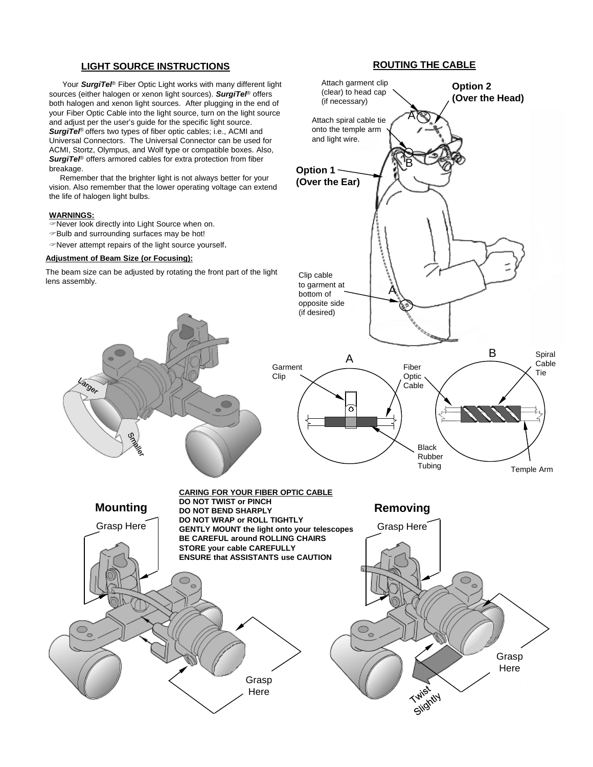## LIGHT SOURCE INSTRUCTIONS

Your ***SurgiTel***® Fiber Optic Light works with many different light sources (either halogen or xenon light sources). ***SurgiTel***® offers both halogen and xenon light sources. After plugging in the end of your Fiber Optic Cable into the light source, turn on the light source and adjust per the user's guide for the specific light source. ***SurgiTel***® offers two types of fiber optic cables; i.e., ACMI and Universal Connectors. The Universal Connector can be used for ACMI, Stortz, Olympus, and Wolf type or compatible boxes. Also, ***SurgiTel***® offers armored cables for extra protection from fiber breakage.

Remember that the brighter light is not always better for your vision. Also remember that the lower operating voltage can extend the life of halogen light bulbs.

**WARNINGS:**

- ☞Never look directly into Light Source when on.
- ☞Bulb and surrounding surfaces may be hot!
- ☞Never attempt repairs of the light source yourself.

**Adjustment of Beam Size (or Focusing):**

The beam size can be adjusted by rotating the front part of the light lens assembly.

Larger

Smaller

## ROUTING THE CABLE

Attach garment clip (clear) to head cap (if necessary)

**Option 2 (Over the Head)**

A

Attach spiral cable tie onto the temple arm and light wire.

B

**Option 1 (Over the Ear)**

Clip cable to garment at bottom of opposite side (if desired)

A

A

Garment Clip

Fiber Optic Cable

Black Rubber Tubing

B

Spiral Cable Tie

Temple Arm

**CARING FOR YOUR FIBER OPTIC CABLE**

**DO NOT TWIST or PINCH**
**DO NOT BEND SHARPLY**
**DO NOT WRAP or ROLL TIGHTLY**
**GENTLY MOUNT the light onto your telescopes**
**BE CAREFUL around ROLLING CHAIRS**
**STORE your cable CAREFULLY**
**ENSURE that ASSISTANTS use CAUTION**

### Mounting

Grasp Here

Grasp Here

### Removing

Grasp Here

Grasp Here

Twist Slightly